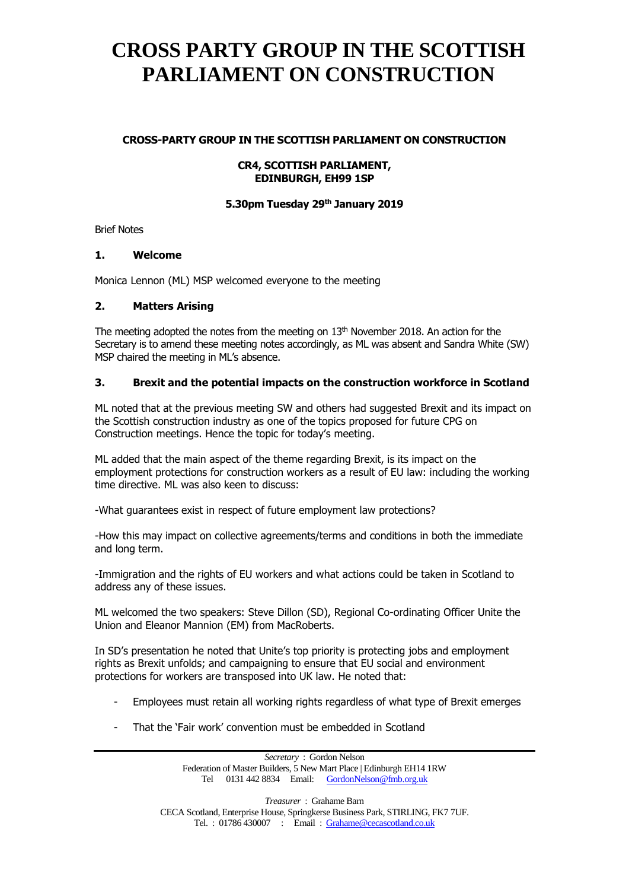# CROSS PARTY GROUP IN THE SCOTTISH PARLIAMENT ON CONSTRUCTION

**CROSS-PARTY GROUP IN THE SCOTTISH PARLIAMENT ON CONSTRUCTION**

**CR4, SCOTTISH PARLIAMENT,**
**EDINBURGH, EH99 1SP**

**5.30pm Tuesday 29th January 2019**

Brief Notes

## 1. Welcome

Monica Lennon (ML) MSP welcomed everyone to the meeting

## 2. Matters Arising

The meeting adopted the notes from the meeting on 13th November 2018. An action for the Secretary is to amend these meeting notes accordingly, as ML was absent and Sandra White (SW) MSP chaired the meeting in ML's absence.

## 3. Brexit and the potential impacts on the construction workforce in Scotland

ML noted that at the previous meeting SW and others had suggested Brexit and its impact on the Scottish construction industry as one of the topics proposed for future CPG on Construction meetings. Hence the topic for today's meeting.

ML added that the main aspect of the theme regarding Brexit, is its impact on the employment protections for construction workers as a result of EU law: including the working time directive. ML was also keen to discuss:

-What guarantees exist in respect of future employment law protections?

-How this may impact on collective agreements/terms and conditions in both the immediate and long term.

-Immigration and the rights of EU workers and what actions could be taken in Scotland to address any of these issues.

ML welcomed the two speakers: Steve Dillon (SD), Regional Co-ordinating Officer Unite the Union and Eleanor Mannion (EM) from MacRoberts.

In SD's presentation he noted that Unite's top priority is protecting jobs and employment rights as Brexit unfolds; and campaigning to ensure that EU social and environment protections for workers are transposed into UK law. He noted that:

- Employees must retain all working rights regardless of what type of Brexit emerges
- That the 'Fair work' convention must be embedded in Scotland

*Secretary* : Gordon Nelson
Federation of Master Builders, 5 New Mart Place | Edinburgh EH14 1RW
Tel 0131 442 8834 Email: GordonNelson@fmb.org.uk

*Treasurer* : Grahame Barn
CECA Scotland, Enterprise House, Springkerse Business Park, STIRLING, FK7 7UF.
Tel. : 01786 430007 : Email : Grahame@cecascotland.co.uk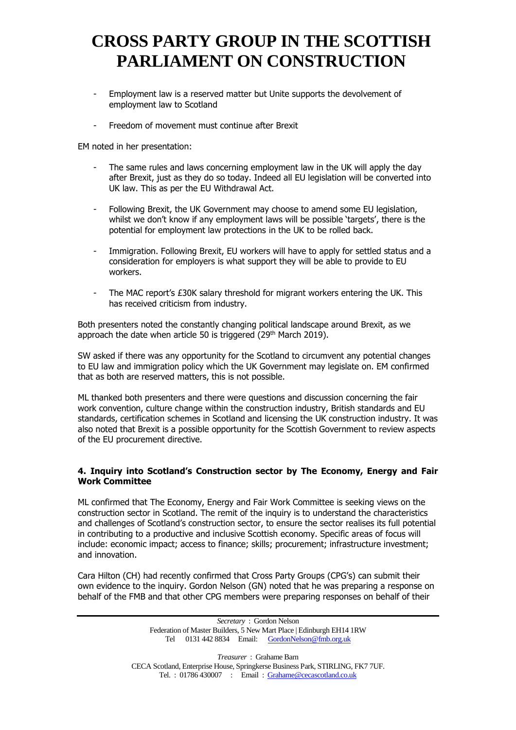- Employment law is a reserved matter but Unite supports the devolvement of employment law to Scotland

- Freedom of movement must continue after Brexit

EM noted in her presentation:

- The same rules and laws concerning employment law in the UK will apply the day after Brexit, just as they do so today. Indeed all EU legislation will be converted into UK law. This as per the EU Withdrawal Act.

- Following Brexit, the UK Government may choose to amend some EU legislation, whilst we don't know if any employment laws will be possible 'targets', there is the potential for employment law protections in the UK to be rolled back.

- Immigration. Following Brexit, EU workers will have to apply for settled status and a consideration for employers is what support they will be able to provide to EU workers.

- The MAC report's £30K salary threshold for migrant workers entering the UK. This has received criticism from industry.

Both presenters noted the constantly changing political landscape around Brexit, as we approach the date when article 50 is triggered (29th March 2019).

SW asked if there was any opportunity for the Scotland to circumvent any potential changes to EU law and immigration policy which the UK Government may legislate on. EM confirmed that as both are reserved matters, this is not possible.

ML thanked both presenters and there were questions and discussion concerning the fair work convention, culture change within the construction industry, British standards and EU standards, certification schemes in Scotland and licensing the UK construction industry. It was also noted that Brexit is a possible opportunity for the Scottish Government to review aspects of the EU procurement directive.

**4. Inquiry into Scotland's Construction sector by The Economy, Energy and Fair Work Committee**

ML confirmed that The Economy, Energy and Fair Work Committee is seeking views on the construction sector in Scotland. The remit of the inquiry is to understand the characteristics and challenges of Scotland's construction sector, to ensure the sector realises its full potential in contributing to a productive and inclusive Scottish economy. Specific areas of focus will include: economic impact; access to finance; skills; procurement; infrastructure investment; and innovation.

Cara Hilton (CH) had recently confirmed that Cross Party Groups (CPG's) can submit their own evidence to the inquiry. Gordon Nelson (GN) noted that he was preparing a response on behalf of the FMB and that other CPG members were preparing responses on behalf of their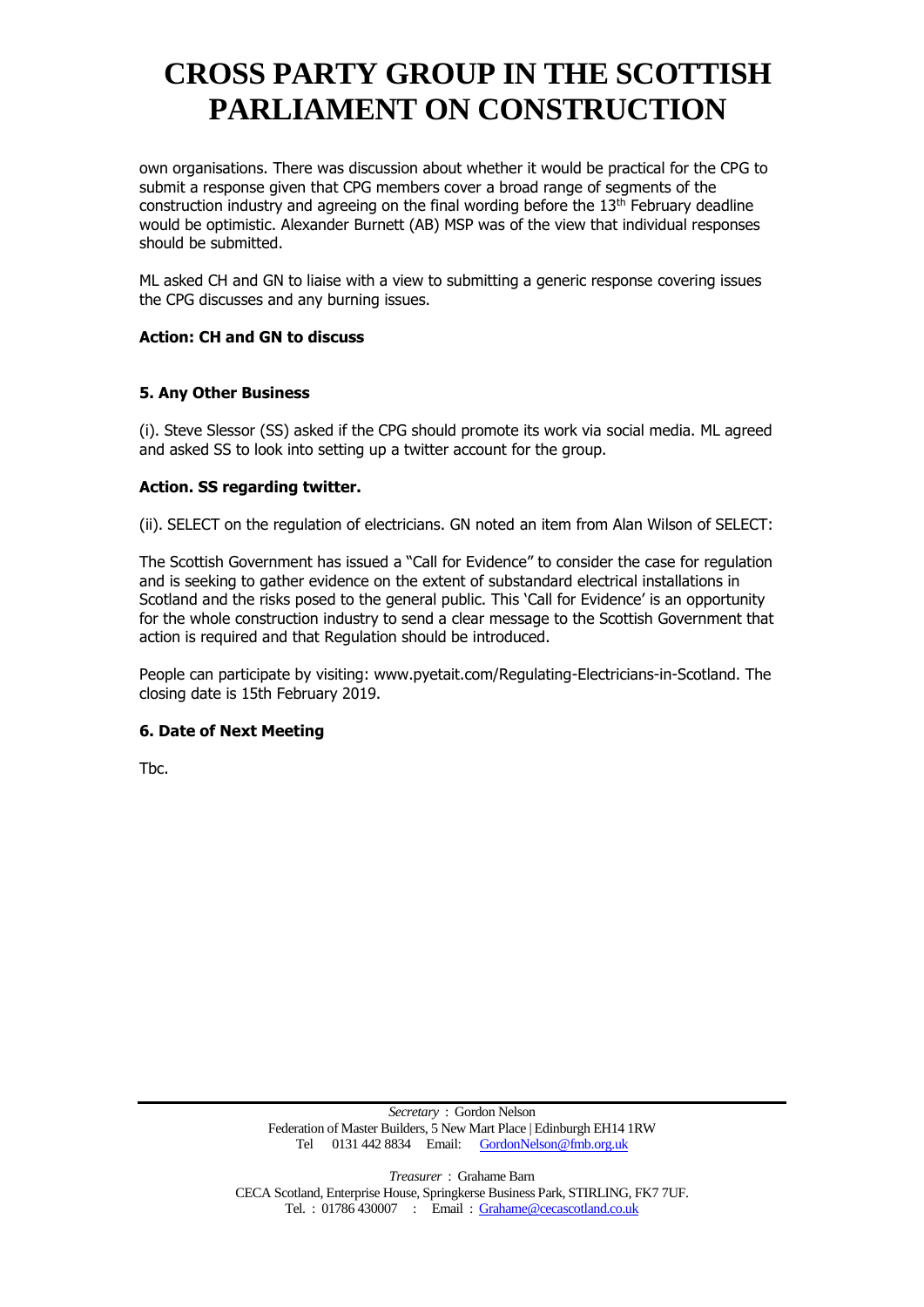own organisations. There was discussion about whether it would be practical for the CPG to submit a response given that CPG members cover a broad range of segments of the construction industry and agreeing on the final wording before the 13th February deadline would be optimistic. Alexander Burnett (AB) MSP was of the view that individual responses should be submitted.

ML asked CH and GN to liaise with a view to submitting a generic response covering issues the CPG discusses and any burning issues.

**Action: CH and GN to discuss**

**5. Any Other Business**

(i). Steve Slessor (SS) asked if the CPG should promote its work via social media. ML agreed and asked SS to look into setting up a twitter account for the group.

**Action. SS regarding twitter.**

(ii). SELECT on the regulation of electricians. GN noted an item from Alan Wilson of SELECT:

The Scottish Government has issued a "Call for Evidence" to consider the case for regulation and is seeking to gather evidence on the extent of substandard electrical installations in Scotland and the risks posed to the general public. This 'Call for Evidence' is an opportunity for the whole construction industry to send a clear message to the Scottish Government that action is required and that Regulation should be introduced.

People can participate by visiting: www.pyetait.com/Regulating-Electricians-in-Scotland. The closing date is 15th February 2019.

**6. Date of Next Meeting**

Tbc.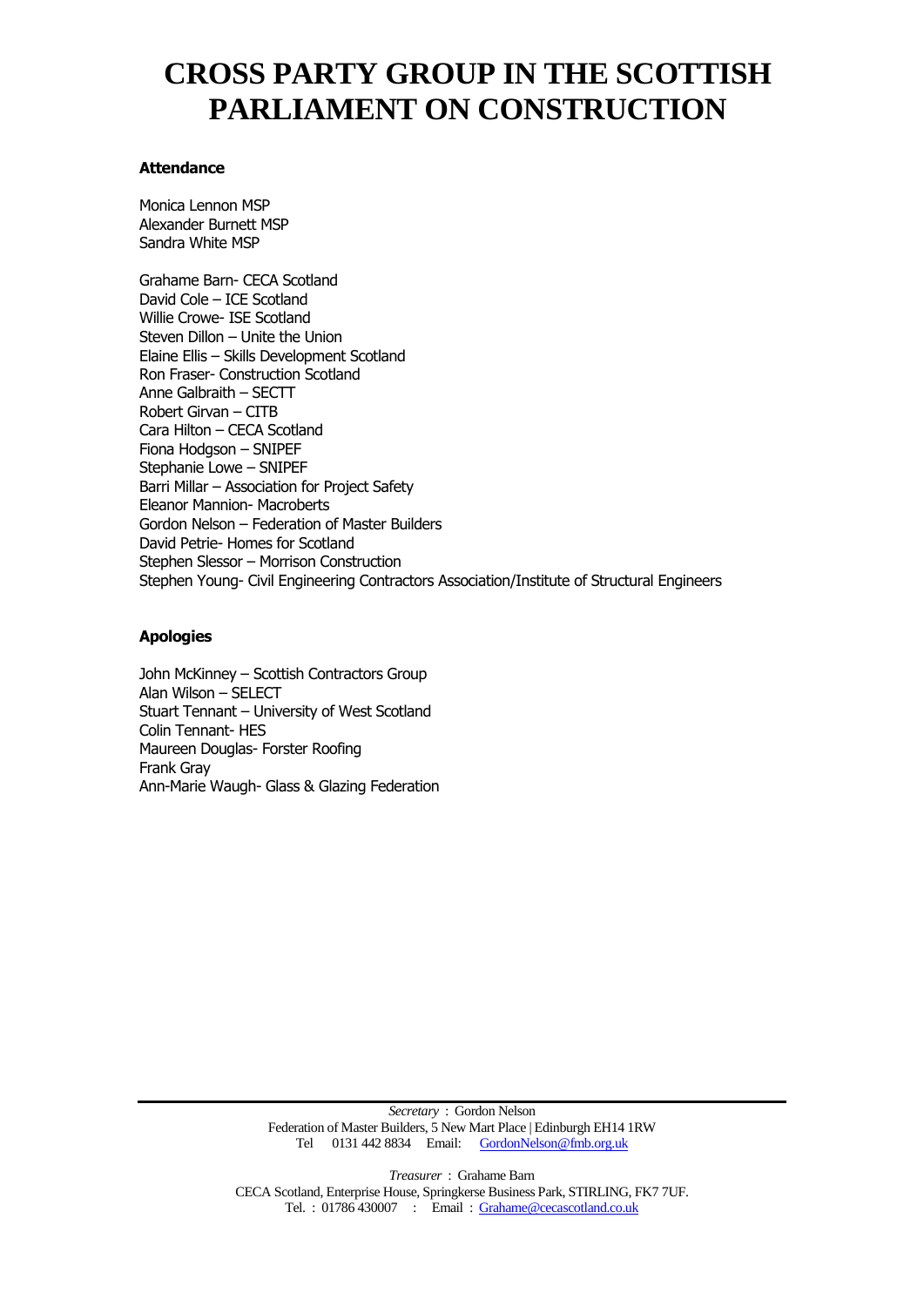# CROSS PARTY GROUP IN THE SCOTTISH PARLIAMENT ON CONSTRUCTION

**Attendance**

Monica Lennon MSP
Alexander Burnett MSP
Sandra White MSP

Grahame Barn- CECA Scotland
David Cole – ICE Scotland
Willie Crowe- ISE Scotland
Steven Dillon – Unite the Union
Elaine Ellis – Skills Development Scotland
Ron Fraser- Construction Scotland
Anne Galbraith – SECTT
Robert Girvan – CITB
Cara Hilton – CECA Scotland
Fiona Hodgson – SNIPEF
Stephanie Lowe – SNIPEF
Barri Millar – Association for Project Safety
Eleanor Mannion- Macroberts
Gordon Nelson – Federation of Master Builders
David Petrie- Homes for Scotland
Stephen Slessor – Morrison Construction
Stephen Young- Civil Engineering Contractors Association/Institute of Structural Engineers

**Apologies**

John McKinney – Scottish Contractors Group
Alan Wilson – SELECT
Stuart Tennant – University of West Scotland
Colin Tennant- HES
Maureen Douglas- Forster Roofing
Frank Gray
Ann-Marie Waugh- Glass & Glazing Federation

*Secretary* : Gordon Nelson
Federation of Master Builders, 5 New Mart Place | Edinburgh EH14 1RW
Tel 0131 442 8834 Email: GordonNelson@fmb.org.uk

*Treasurer* : Grahame Barn
CECA Scotland, Enterprise House, Springkerse Business Park, STIRLING, FK7 7UF.
Tel. : 01786 430007 : Email : Grahame@cecascotland.co.uk